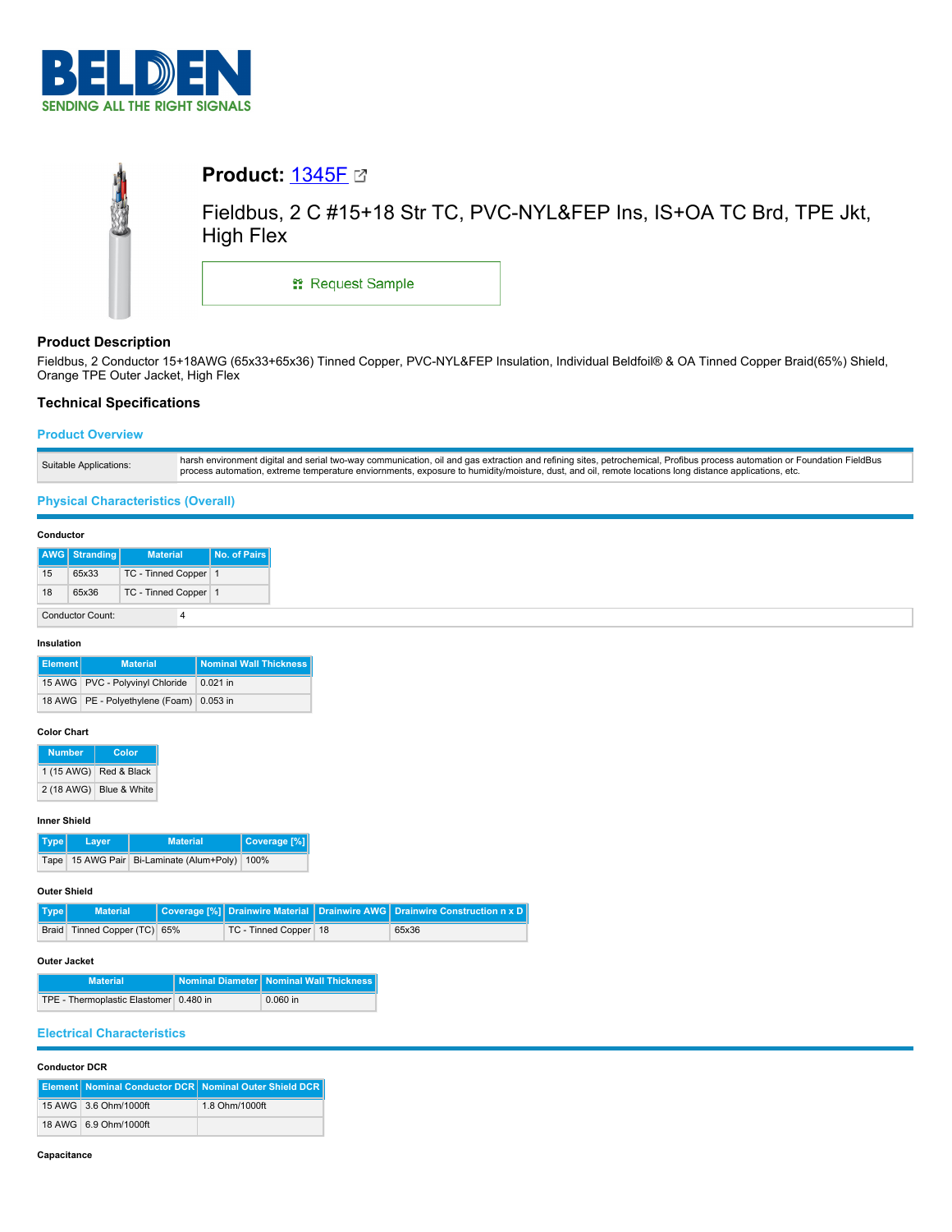# Product: 1345F

Fieldbus, 2 C #15+18 Str TC, PVC-NYL&FEP Ins, IS+OA TC Brd, TPE Jkt, High Flex

Request Sample

## Product Description

Fieldbus, 2 Conductor 15+18AWG (65x33+65x36) Tinned Copper, PVC-NYL&FEP Insulation, Individual Beldfoil® & OA Tinned Copper Braid(65%) Shield, Orange TPE Outer Jacket, High Flex

## Technical Specifications

### Product Overview

| Suitable Applications: | harsh environment digital and serial two-way communication, oil and gas extraction and refining sites, petrochemical, Profibus process automation or Foundation FieldBus process automation, extreme temperature enviornments, exposure to humidity/moisture, dust, and oil, remote locations long distance applications, etc. |
|---|---|

### Physical Characteristics (Overall)

#### Conductor

| AWG | Stranding | Material | No. of Pairs |
|---|---|---|---|
| 15 | 65x33 | TC - Tinned Copper | 1 |
| 18 | 65x36 | TC - Tinned Copper | 1 |

| Conductor Count: | 4 |
|---|---|

#### Insulation

| Element | Material | Nominal Wall Thickness |
|---|---|---|
| 15 AWG | PVC - Polyvinyl Chloride | 0.021 in |
| 18 AWG | PE - Polyethylene (Foam) | 0.053 in |

#### Color Chart

| Number | Color |
|---|---|
| 1 (15 AWG) | Red & Black |
| 2 (18 AWG) | Blue & White |

#### Inner Shield

| Type | Layer | Material | Coverage [%] |
|---|---|---|---|
| Tape | 15 AWG Pair | Bi-Laminate (Alum+Poly) | 100% |

#### Outer Shield

| Type | Material | Coverage [%] | Drainwire Material | Drainwire AWG | Drainwire Construction n x D |
|---|---|---|---|---|---|
| Braid | Tinned Copper (TC) | 65% | TC - Tinned Copper | 18 | 65x36 |

#### Outer Jacket

| Material | Nominal Diameter | Nominal Wall Thickness |
|---|---|---|
| TPE - Thermoplastic Elastomer | 0.480 in | 0.060 in |

### Electrical Characteristics

#### Conductor DCR

| Element | Nominal Conductor DCR | Nominal Outer Shield DCR |
|---|---|---|
| 15 AWG | 3.6 Ohm/1000ft | 1.8 Ohm/1000ft |
| 18 AWG | 6.9 Ohm/1000ft | |

#### Capacitance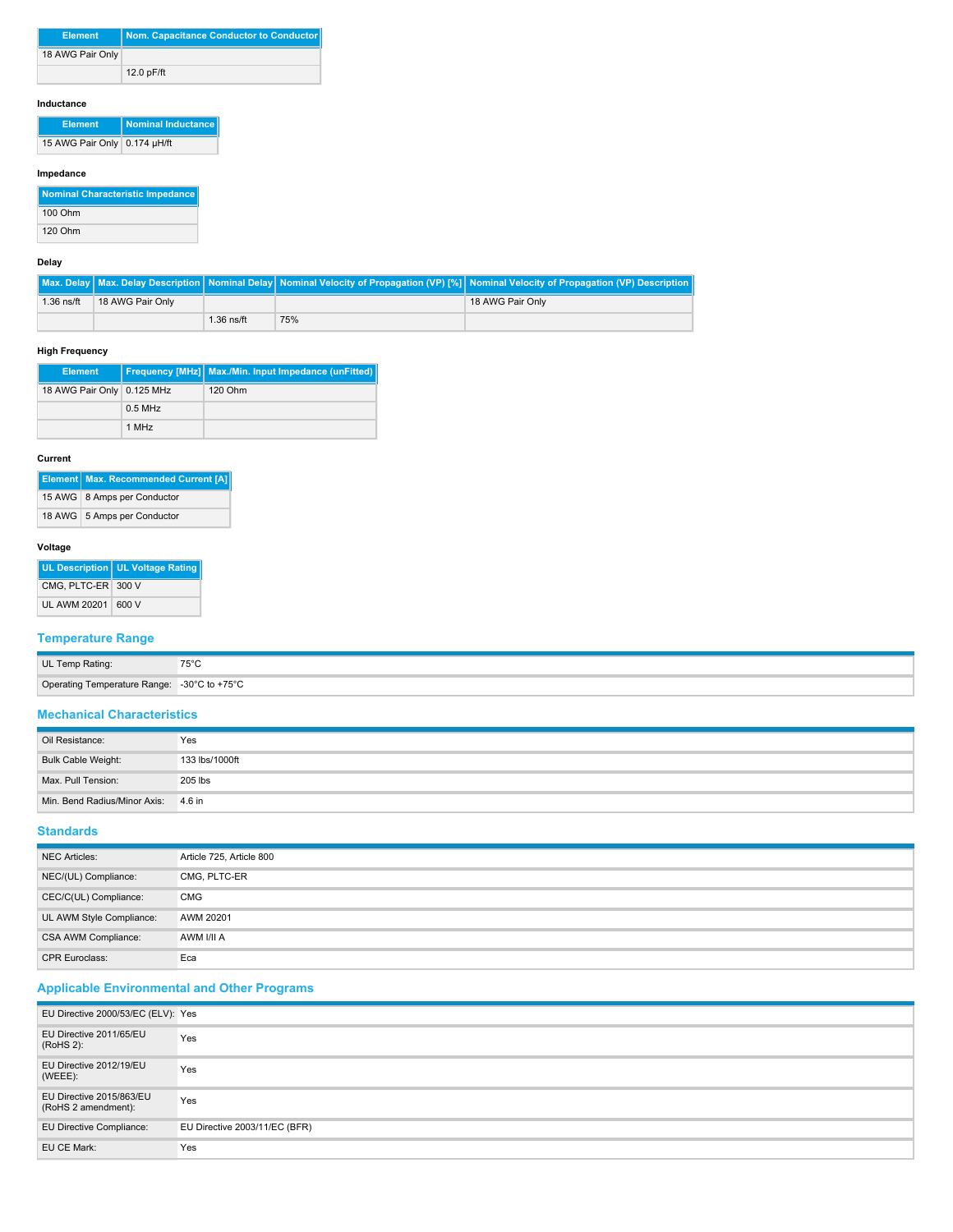| Element | Nom. Capacitance Conductor to Conductor |
|---|---|
| 18 AWG Pair Only | |
| | 12.0 pF/ft |

#### Inductance

| Element | Nominal Inductance |
|---|---|
| 15 AWG Pair Only | 0.174 µH/ft |

#### Impedance

| Nominal Characteristic Impedance |
|---|
| 100 Ohm |
| 120 Ohm |

#### Delay

| Max. Delay | Max. Delay Description | Nominal Delay | Nominal Velocity of Propagation (VP) [%] | Nominal Velocity of Propagation (VP) Description |
|---|---|---|---|---|
| 1.36 ns/ft | 18 AWG Pair Only | | | 18 AWG Pair Only |
| | | 1.36 ns/ft | 75% | |

#### High Frequency

| Element | Frequency [MHz] | Max./Min. Input Impedance (unFitted) |
|---|---|---|
| 18 AWG Pair Only | 0.125 MHz | 120 Ohm |
| | 0.5 MHz | |
| | 1 MHz | |

#### Current

| Element | Max. Recommended Current [A] |
|---|---|
| 15 AWG | 8 Amps per Conductor |
| 18 AWG | 5 Amps per Conductor |

#### Voltage

| UL Description | UL Voltage Rating |
|---|---|
| CMG, PLTC-ER | 300 V |
| UL AWM 20201 | 600 V |

## Temperature Range

| | |
|---|---|
| UL Temp Rating: | 75°C |
| Operating Temperature Range: | -30°C to +75°C |

## Mechanical Characteristics

| | |
|---|---|
| Oil Resistance: | Yes |
| Bulk Cable Weight: | 133 lbs/1000ft |
| Max. Pull Tension: | 205 lbs |
| Min. Bend Radius/Minor Axis: | 4.6 in |

## Standards

| | |
|---|---|
| NEC Articles: | Article 725, Article 800 |
| NEC/(UL) Compliance: | CMG, PLTC-ER |
| CEC/C(UL) Compliance: | CMG |
| UL AWM Style Compliance: | AWM 20201 |
| CSA AWM Compliance: | AWM I/II A |
| CPR Euroclass: | Eca |

## Applicable Environmental and Other Programs

| | |
|---|---|
| EU Directive 2000/53/EC (ELV): | Yes |
| EU Directive 2011/65/EU (RoHS 2): | Yes |
| EU Directive 2012/19/EU (WEEE): | Yes |
| EU Directive 2015/863/EU (RoHS 2 amendment): | Yes |
| EU Directive Compliance: | EU Directive 2003/11/EC (BFR) |
| EU CE Mark: | Yes |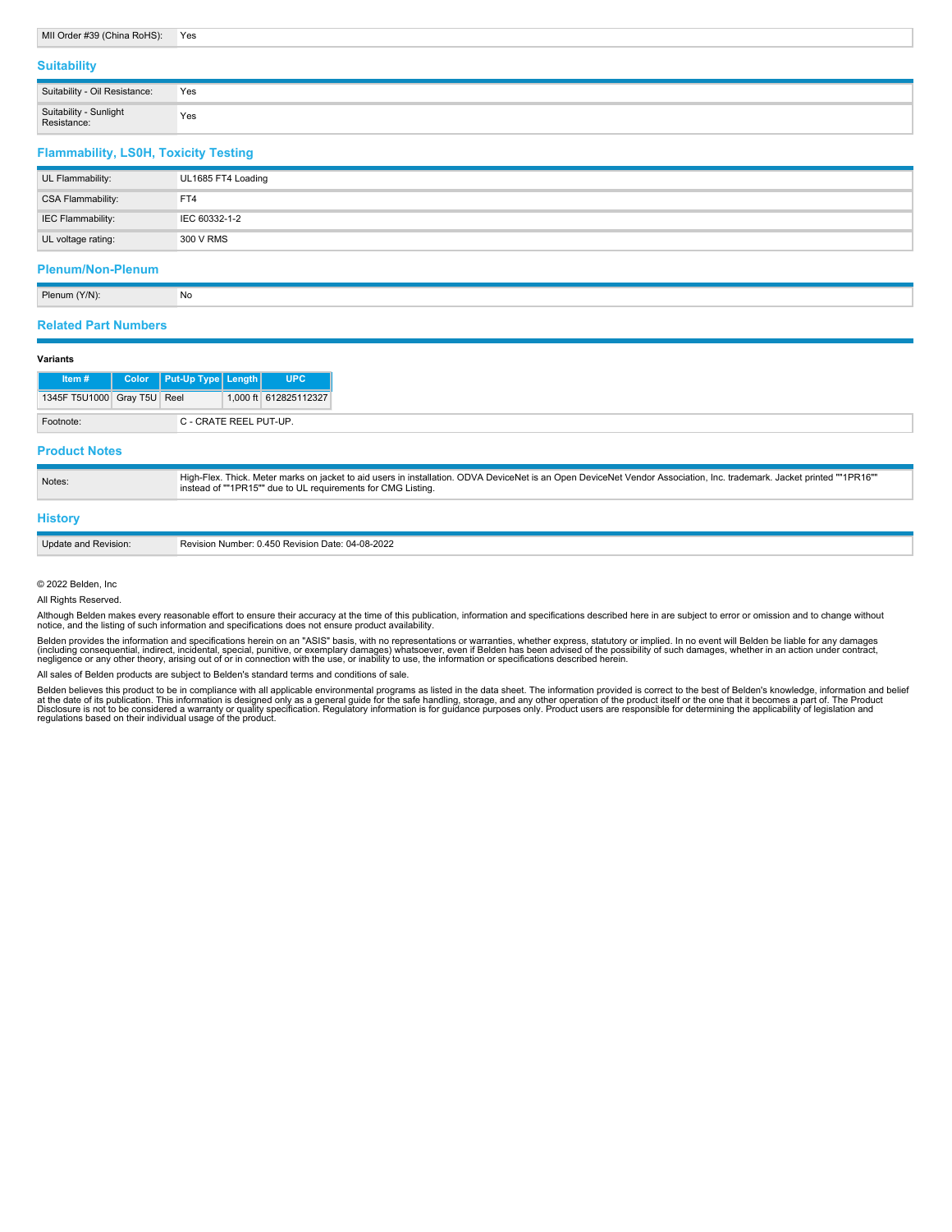| | |
|---|---|
| MII Order #39 (China RoHS): | Yes |

## Suitability

| | |
|---|---|
| Suitability - Oil Resistance: | Yes |
| Suitability - Sunlight Resistance: | Yes |

## Flammability, LS0H, Toxicity Testing

| | |
|---|---|
| UL Flammability: | UL1685 FT4 Loading |
| CSA Flammability: | FT4 |
| IEC Flammability: | IEC 60332-1-2 |
| UL voltage rating: | 300 V RMS |

## Plenum/Non-Plenum

| | |
|---|---|
| Plenum (Y/N): | No |

## Related Part Numbers

**Variants**

| Item # | Color | Put-Up Type | Length | UPC |
|---|---|---|---|---|
| 1345F T5U1000 | Gray T5U | Reel | 1,000 ft | 612825112327 |

| | |
|---|---|
| Footnote: | C - CRATE REEL PUT-UP. |

## Product Notes

| | |
|---|---|
| Notes: | High-Flex. Thick. Meter marks on jacket to aid users in installation. ODVA DeviceNet is an Open DeviceNet Vendor Association, Inc. trademark. Jacket printed ""1PR16"" instead of ""1PR15"" due to UL requirements for CMG Listing. |

## History

| | |
|---|---|
| Update and Revision: | Revision Number: 0.450 Revision Date: 04-08-2022 |

© 2022 Belden, Inc

All Rights Reserved.

Although Belden makes every reasonable effort to ensure their accuracy at the time of this publication, information and specifications described here in are subject to error or omission and to change without notice, and the listing of such information and specifications does not ensure product availability.

Belden provides the information and specifications herein on an "ASIS" basis, with no representations or warranties, whether express, statutory or implied. In no event will Belden be liable for any damages (including consequential, indirect, incidental, special, punitive, or exemplary damages) whatsoever, even if Belden has been advised of the possibility of such damages, whether in an action under contract, negligence or any other theory, arising out of or in connection with the use, or inability to use, the information or specifications described herein.

All sales of Belden products are subject to Belden's standard terms and conditions of sale.

Belden believes this product to be in compliance with all applicable environmental programs as listed in the data sheet. The information provided is correct to the best of Belden's knowledge, information and belief at the date of its publication. This information is designed only as a general guide for the safe handling, storage, and any other operation of the product itself or the one that it becomes a part of. The Product Disclosure is not to be considered a warranty or quality specification. Regulatory information is for guidance purposes only. Product users are responsible for determining the applicability of legislation and regulations based on their individual usage of the product.